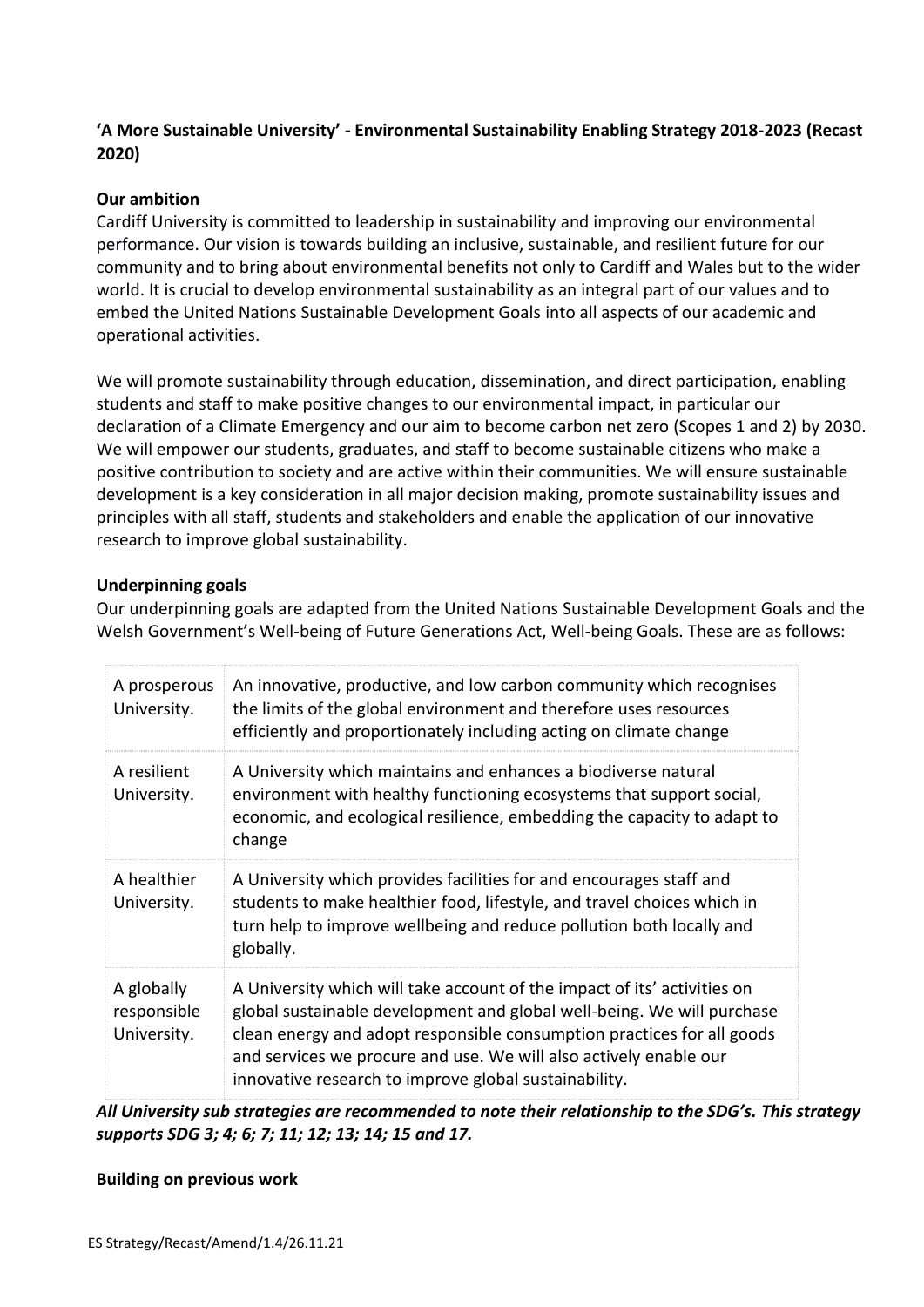## ‘A More Sustainable University’ - Environmental Sustainability Enabling Strategy 2018-2023 (Recast 2020)

### Our ambition

Cardiff University is committed to leadership in sustainability and improving our environmental performance. Our vision is towards building an inclusive, sustainable, and resilient future for our community and to bring about environmental benefits not only to Cardiff and Wales but to the wider world. It is crucial to develop environmental sustainability as an integral part of our values and to embed the United Nations Sustainable Development Goals into all aspects of our academic and operational activities.

We will promote sustainability through education, dissemination, and direct participation, enabling students and staff to make positive changes to our environmental impact, in particular our declaration of a Climate Emergency and our aim to become carbon net zero (Scopes 1 and 2) by 2030. We will empower our students, graduates, and staff to become sustainable citizens who make a positive contribution to society and are active within their communities. We will ensure sustainable development is a key consideration in all major decision making, promote sustainability issues and principles with all staff, students and stakeholders and enable the application of our innovative research to improve global sustainability.

### Underpinning goals

Our underpinning goals are adapted from the United Nations Sustainable Development Goals and the Welsh Government’s Well-being of Future Generations Act, Well-being Goals. These are as follows:

| | |
|---|---|
| A prosperous University. | An innovative, productive, and low carbon community which recognises the limits of the global environment and therefore uses resources efficiently and proportionately including acting on climate change |
| A resilient University. | A University which maintains and enhances a biodiverse natural environment with healthy functioning ecosystems that support social, economic, and ecological resilience, embedding the capacity to adapt to change |
| A healthier University. | A University which provides facilities for and encourages staff and students to make healthier food, lifestyle, and travel choices which in turn help to improve wellbeing and reduce pollution both locally and globally. |
| A globally responsible University. | A University which will take account of the impact of its’ activities on global sustainable development and global well-being. We will purchase clean energy and adopt responsible consumption practices for all goods and services we procure and use. We will also actively enable our innovative research to improve global sustainability. |

***All University sub strategies are recommended to note their relationship to the SDG’s. This strategy supports SDG 3; 4; 6; 7; 11; 12; 13; 14; 15 and 17.***

### Building on previous work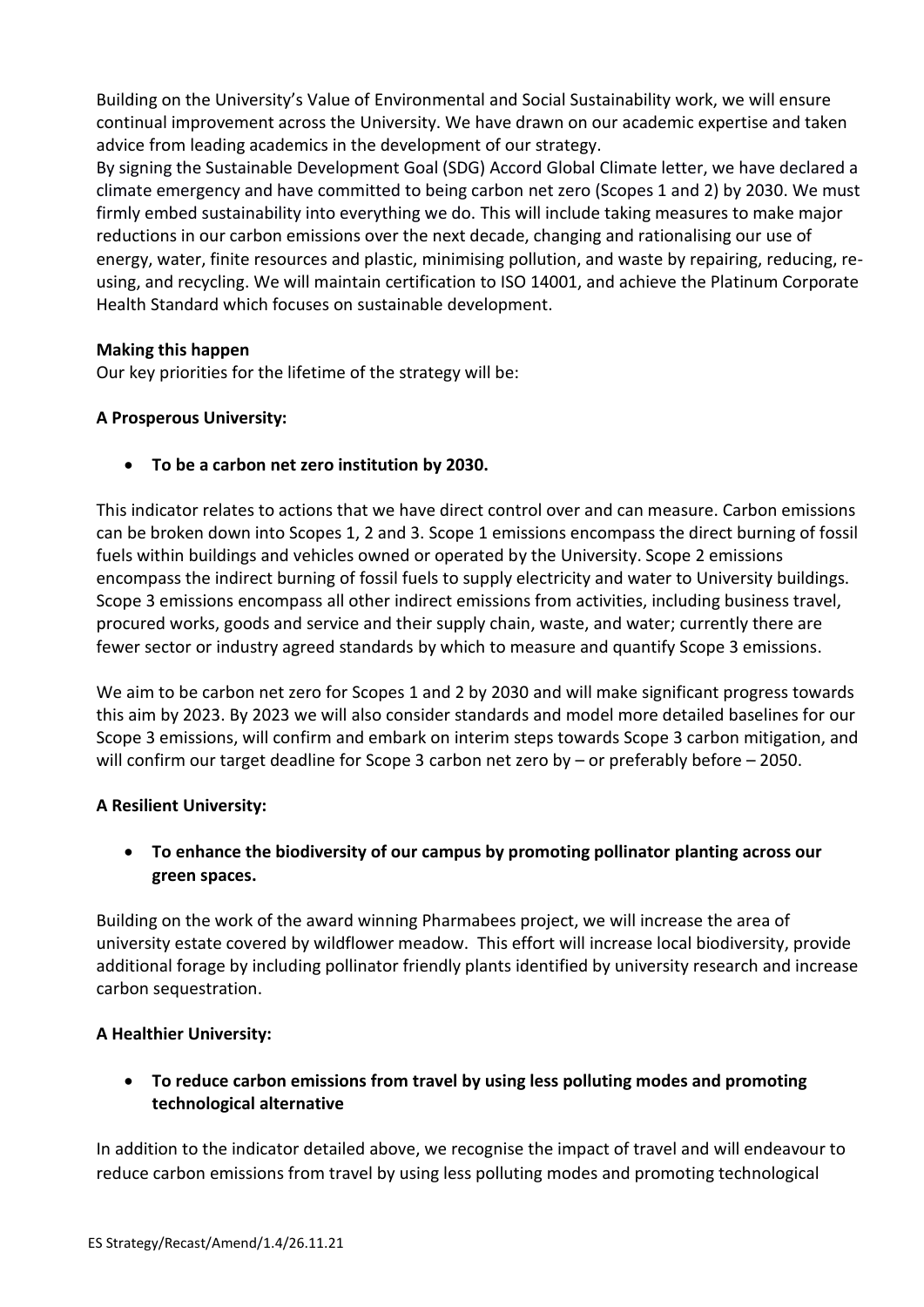Building on the University's Value of Environmental and Social Sustainability work, we will ensure continual improvement across the University. We have drawn on our academic expertise and taken advice from leading academics in the development of our strategy.

By signing the Sustainable Development Goal (SDG) Accord Global Climate letter, we have declared a climate emergency and have committed to being carbon net zero (Scopes 1 and 2) by 2030. We must firmly embed sustainability into everything we do. This will include taking measures to make major reductions in our carbon emissions over the next decade, changing and rationalising our use of energy, water, finite resources and plastic, minimising pollution, and waste by repairing, reducing, re-using, and recycling. We will maintain certification to ISO 14001, and achieve the Platinum Corporate Health Standard which focuses on sustainable development.

**Making this happen**

Our key priorities for the lifetime of the strategy will be:

**A Prosperous University:**

- **To be a carbon net zero institution by 2030.**

This indicator relates to actions that we have direct control over and can measure. Carbon emissions can be broken down into Scopes 1, 2 and 3. Scope 1 emissions encompass the direct burning of fossil fuels within buildings and vehicles owned or operated by the University. Scope 2 emissions encompass the indirect burning of fossil fuels to supply electricity and water to University buildings. Scope 3 emissions encompass all other indirect emissions from activities, including business travel, procured works, goods and service and their supply chain, waste, and water; currently there are fewer sector or industry agreed standards by which to measure and quantify Scope 3 emissions.

We aim to be carbon net zero for Scopes 1 and 2 by 2030 and will make significant progress towards this aim by 2023. By 2023 we will also consider standards and model more detailed baselines for our Scope 3 emissions, will confirm and embark on interim steps towards Scope 3 carbon mitigation, and will confirm our target deadline for Scope 3 carbon net zero by – or preferably before – 2050.

**A Resilient University:**

- **To enhance the biodiversity of our campus by promoting pollinator planting across our green spaces.**

Building on the work of the award winning Pharmabees project, we will increase the area of university estate covered by wildflower meadow. This effort will increase local biodiversity, provide additional forage by including pollinator friendly plants identified by university research and increase carbon sequestration.

**A Healthier University:**

- **To reduce carbon emissions from travel by using less polluting modes and promoting technological alternative**

In addition to the indicator detailed above, we recognise the impact of travel and will endeavour to reduce carbon emissions from travel by using less polluting modes and promoting technological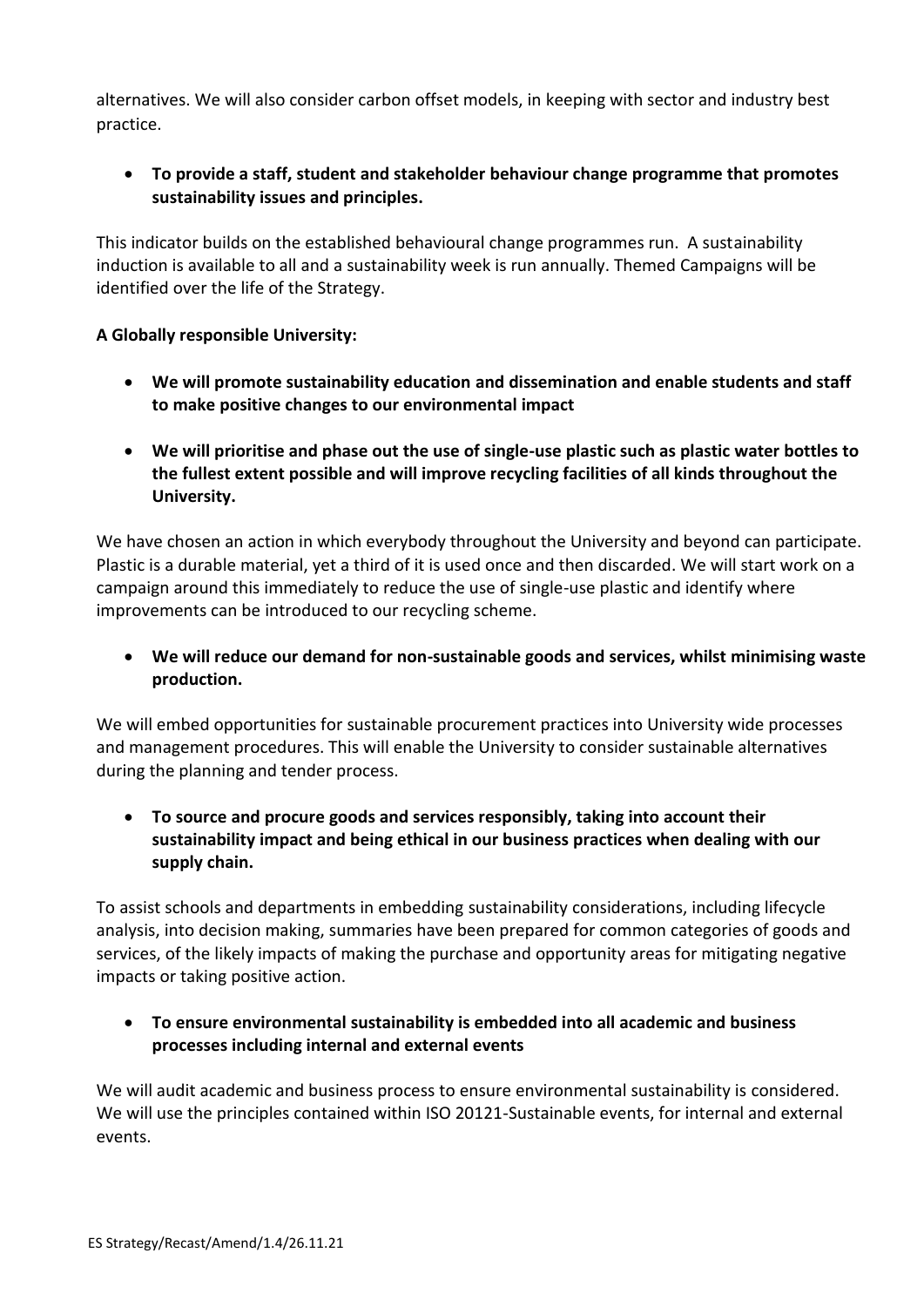alternatives. We will also consider carbon offset models, in keeping with sector and industry best practice.

- **To provide a staff, student and stakeholder behaviour change programme that promotes sustainability issues and principles.**

This indicator builds on the established behavioural change programmes run. A sustainability induction is available to all and a sustainability week is run annually. Themed Campaigns will be identified over the life of the Strategy.

**A Globally responsible University:**

- **We will promote sustainability education and dissemination and enable students and staff to make positive changes to our environmental impact**

- **We will prioritise and phase out the use of single-use plastic such as plastic water bottles to the fullest extent possible and will improve recycling facilities of all kinds throughout the University.**

We have chosen an action in which everybody throughout the University and beyond can participate. Plastic is a durable material, yet a third of it is used once and then discarded. We will start work on a campaign around this immediately to reduce the use of single-use plastic and identify where improvements can be introduced to our recycling scheme.

- **We will reduce our demand for non-sustainable goods and services, whilst minimising waste production.**

We will embed opportunities for sustainable procurement practices into University wide processes and management procedures. This will enable the University to consider sustainable alternatives during the planning and tender process.

- **To source and procure goods and services responsibly, taking into account their sustainability impact and being ethical in our business practices when dealing with our supply chain.**

To assist schools and departments in embedding sustainability considerations, including lifecycle analysis, into decision making, summaries have been prepared for common categories of goods and services, of the likely impacts of making the purchase and opportunity areas for mitigating negative impacts or taking positive action.

- **To ensure environmental sustainability is embedded into all academic and business processes including internal and external events**

We will audit academic and business process to ensure environmental sustainability is considered. We will use the principles contained within ISO 20121-Sustainable events, for internal and external events.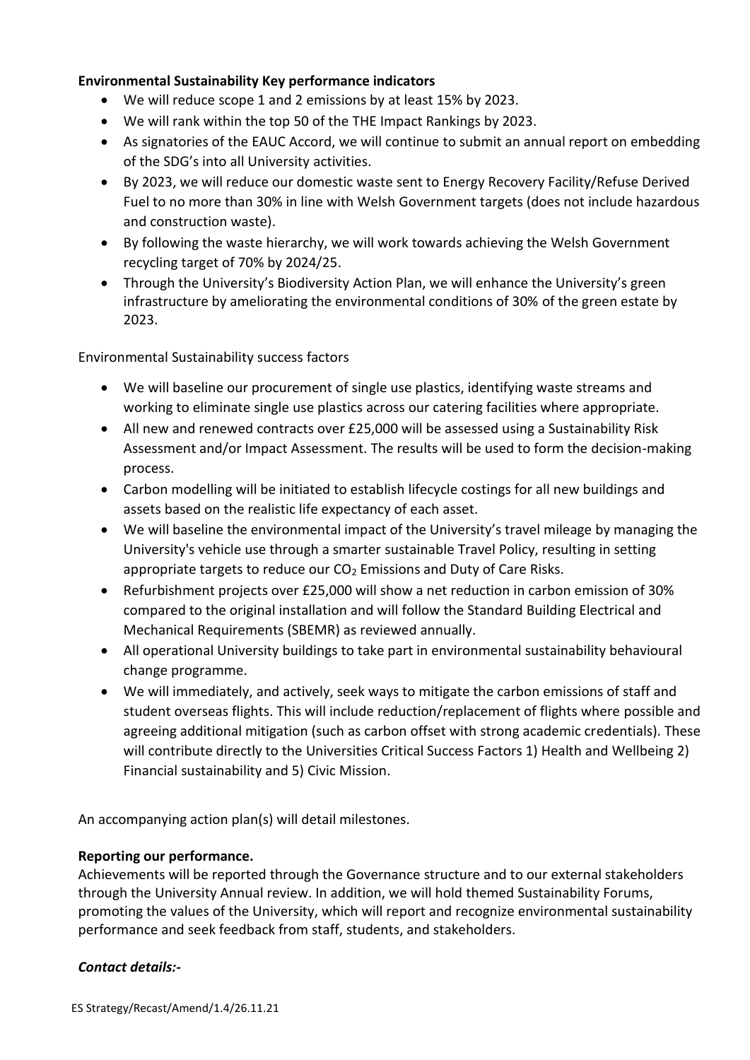**Environmental Sustainability Key performance indicators**

- We will reduce scope 1 and 2 emissions by at least 15% by 2023.
- We will rank within the top 50 of the THE Impact Rankings by 2023.
- As signatories of the EAUC Accord, we will continue to submit an annual report on embedding of the SDG's into all University activities.
- By 2023, we will reduce our domestic waste sent to Energy Recovery Facility/Refuse Derived Fuel to no more than 30% in line with Welsh Government targets (does not include hazardous and construction waste).
- By following the waste hierarchy, we will work towards achieving the Welsh Government recycling target of 70% by 2024/25.
- Through the University's Biodiversity Action Plan, we will enhance the University's green infrastructure by ameliorating the environmental conditions of 30% of the green estate by 2023.

Environmental Sustainability success factors

- We will baseline our procurement of single use plastics, identifying waste streams and working to eliminate single use plastics across our catering facilities where appropriate.
- All new and renewed contracts over £25,000 will be assessed using a Sustainability Risk Assessment and/or Impact Assessment. The results will be used to form the decision-making process.
- Carbon modelling will be initiated to establish lifecycle costings for all new buildings and assets based on the realistic life expectancy of each asset.
- We will baseline the environmental impact of the University's travel mileage by managing the University's vehicle use through a smarter sustainable Travel Policy, resulting in setting appropriate targets to reduce our $CO_2$ Emissions and Duty of Care Risks.
- Refurbishment projects over £25,000 will show a net reduction in carbon emission of 30% compared to the original installation and will follow the Standard Building Electrical and Mechanical Requirements (SBEMR) as reviewed annually.
- All operational University buildings to take part in environmental sustainability behavioural change programme.
- We will immediately, and actively, seek ways to mitigate the carbon emissions of staff and student overseas flights. This will include reduction/replacement of flights where possible and agreeing additional mitigation (such as carbon offset with strong academic credentials). These will contribute directly to the Universities Critical Success Factors 1) Health and Wellbeing 2) Financial sustainability and 5) Civic Mission.

An accompanying action plan(s) will detail milestones.

**Reporting our performance.**

Achievements will be reported through the Governance structure and to our external stakeholders through the University Annual review. In addition, we will hold themed Sustainability Forums, promoting the values of the University, which will report and recognize environmental sustainability performance and seek feedback from staff, students, and stakeholders.

***Contact details:-***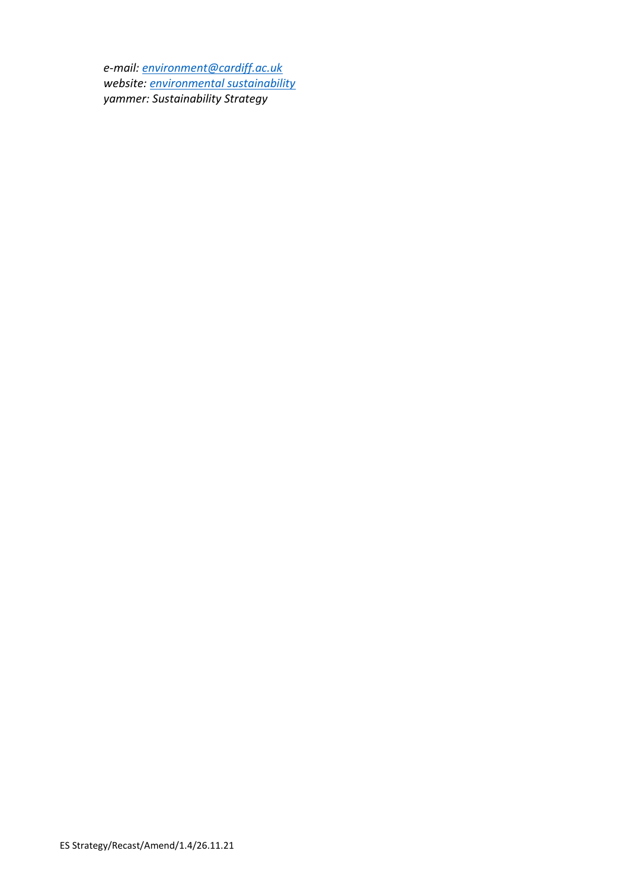*e-mail: [environment@cardiff.ac.uk](mailto:environment@cardiff.ac.uk)*
*website: environmental sustainability*
*yammer: Sustainability Strategy*

ES Strategy/Recast/Amend/1.4/26.11.21